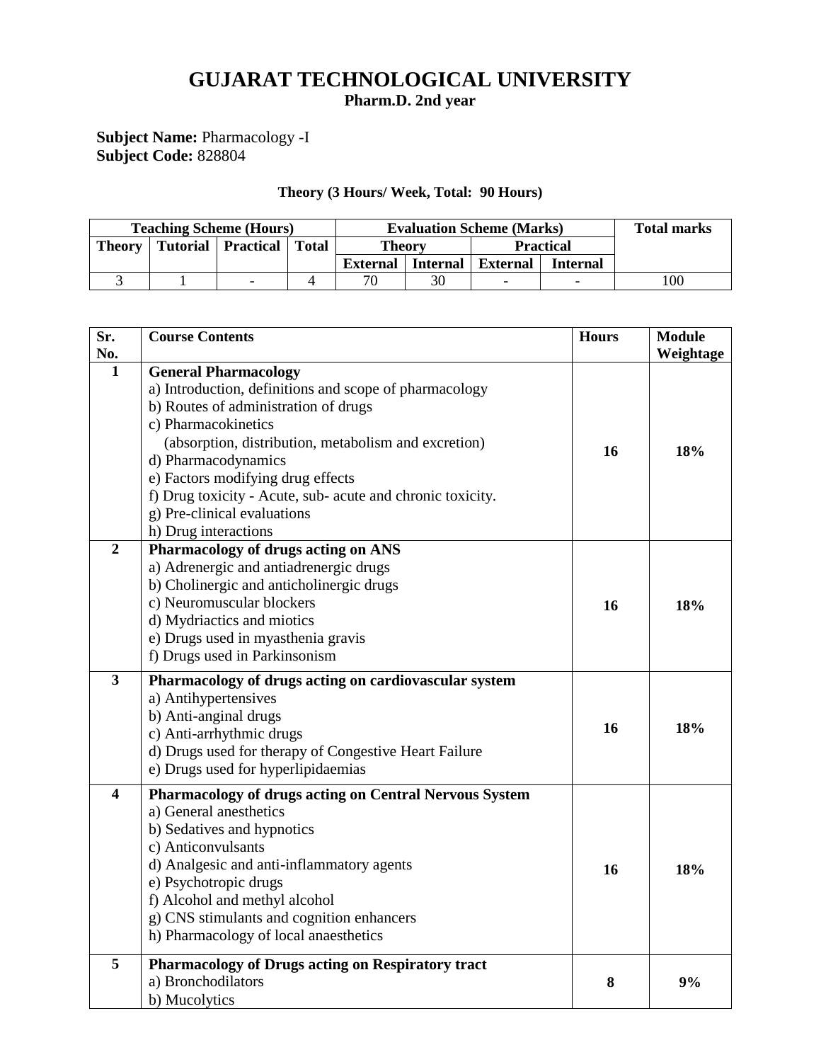# GUJARAT TECHNOLOGICAL UNIVERSITY

**Pharm.D. 2nd year**

**Subject Name:** Pharmacology -I
**Subject Code:** 828804

**Theory (3 Hours/ Week, Total: 90 Hours)**

| Teaching Scheme (Hours) | | | | Evaluation Scheme (Marks) | | | | Total marks |
|---|---|---|---|---|---|---|---|---|
| Theory | Tutorial | Practical | Total | Theory | | Practical | | |
| | | | | External | Internal | External | Internal | |
| 3 | 1 | - | 4 | 70 | 30 | - | - | 100 |

| Sr. No. | Course Contents | Hours | Module Weightage |
|---|---|---|---|
| 1 | **General Pharmacology**<br>a) Introduction, definitions and scope of pharmacology<br>b) Routes of administration of drugs<br>c) Pharmacokinetics<br>(absorption, distribution, metabolism and excretion)<br>d) Pharmacodynamics<br>e) Factors modifying drug effects<br>f) Drug toxicity - Acute, sub- acute and chronic toxicity.<br>g) Pre-clinical evaluations<br>h) Drug interactions | **16** | **18%** |
| 2 | **Pharmacology of drugs acting on ANS**<br>a) Adrenergic and antiadrenergic drugs<br>b) Cholinergic and anticholinergic drugs<br>c) Neuromuscular blockers<br>d) Mydriactics and miotics<br>e) Drugs used in myasthenia gravis<br>f) Drugs used in Parkinsonism | **16** | **18%** |
| 3 | **Pharmacology of drugs acting on cardiovascular system**<br>a) Antihypertensives<br>b) Anti-anginal drugs<br>c) Anti-arrhythmic drugs<br>d) Drugs used for therapy of Congestive Heart Failure<br>e) Drugs used for hyperlipidaemias | **16** | **18%** |
| 4 | **Pharmacology of drugs acting on Central Nervous System**<br>a) General anesthetics<br>b) Sedatives and hypnotics<br>c) Anticonvulsants<br>d) Analgesic and anti-inflammatory agents<br>e) Psychotropic drugs<br>f) Alcohol and methyl alcohol<br>g) CNS stimulants and cognition enhancers<br>h) Pharmacology of local anaesthetics | **16** | **18%** |
| 5 | **Pharmacology of Drugs acting on Respiratory tract**<br>a) Bronchodilators<br>b) Mucolytics | **8** | **9%** |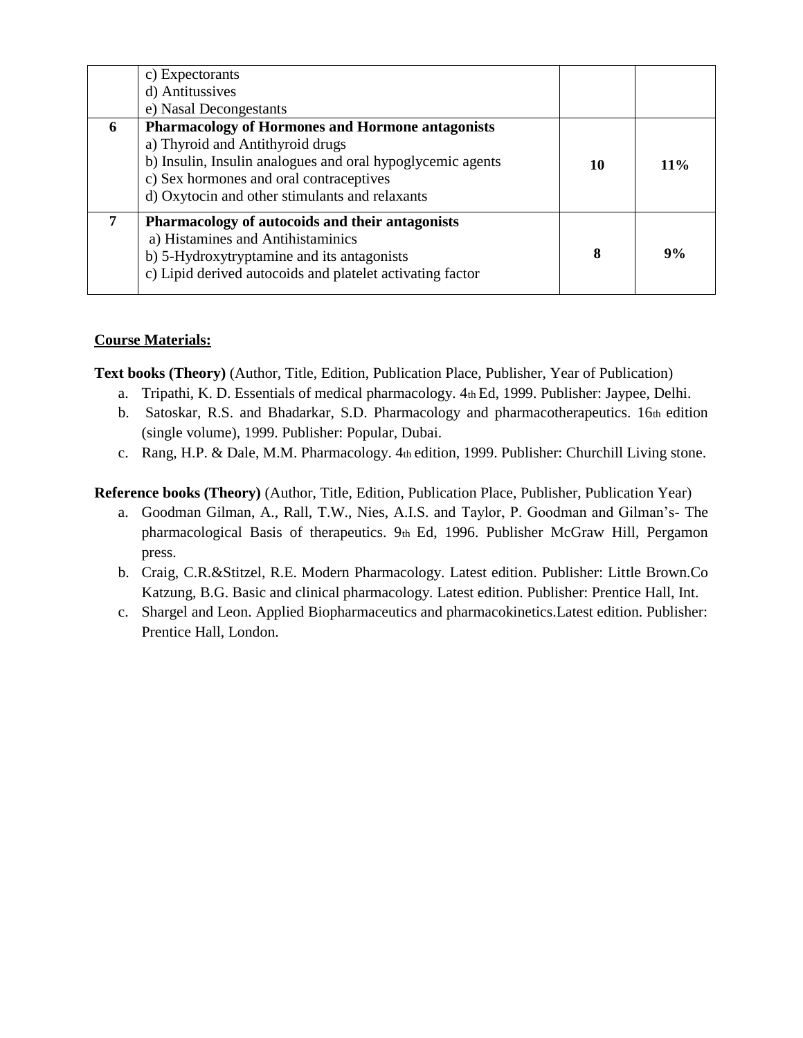| | | | |
|---|---|---|---|
| | c) Expectorants<br>d) Antitussives<br>e) Nasal Decongestants | | |
| **6** | **Pharmacology of Hormones and Hormone antagonists**<br>a) Thyroid and Antithyroid drugs<br>b) Insulin, Insulin analogues and oral hypoglycemic agents<br>c) Sex hormones and oral contraceptives<br>d) Oxytocin and other stimulants and relaxants | **10** | **11%** |
| **7** | **Pharmacology of autocoids and their antagonists**<br>a) Histamines and Antihistaminics<br>b) 5-Hydroxytryptamine and its antagonists<br>c) Lipid derived autocoids and platelet activating factor | **8** | **9%** |

**Course Materials:**

**Text books (Theory)** (Author, Title, Edition, Publication Place, Publisher, Year of Publication)

a. Tripathi, K. D. Essentials of medical pharmacology. 4th Ed, 1999. Publisher: Jaypee, Delhi.
b. Satoskar, R.S. and Bhadarkar, S.D. Pharmacology and pharmacotherapeutics. 16th edition (single volume), 1999. Publisher: Popular, Dubai.
c. Rang, H.P. & Dale, M.M. Pharmacology. 4th edition, 1999. Publisher: Churchill Living stone.

**Reference books (Theory)** (Author, Title, Edition, Publication Place, Publisher, Publication Year)

a. Goodman Gilman, A., Rall, T.W., Nies, A.I.S. and Taylor, P. Goodman and Gilman's- The pharmacological Basis of therapeutics. 9th Ed, 1996. Publisher McGraw Hill, Pergamon press.
b. Craig, C.R.&Stitzel, R.E. Modern Pharmacology. Latest edition. Publisher: Little Brown.Co Katzung, B.G. Basic and clinical pharmacology. Latest edition. Publisher: Prentice Hall, Int.
c. Shargel and Leon. Applied Biopharmaceutics and pharmacokinetics.Latest edition. Publisher: Prentice Hall, London.